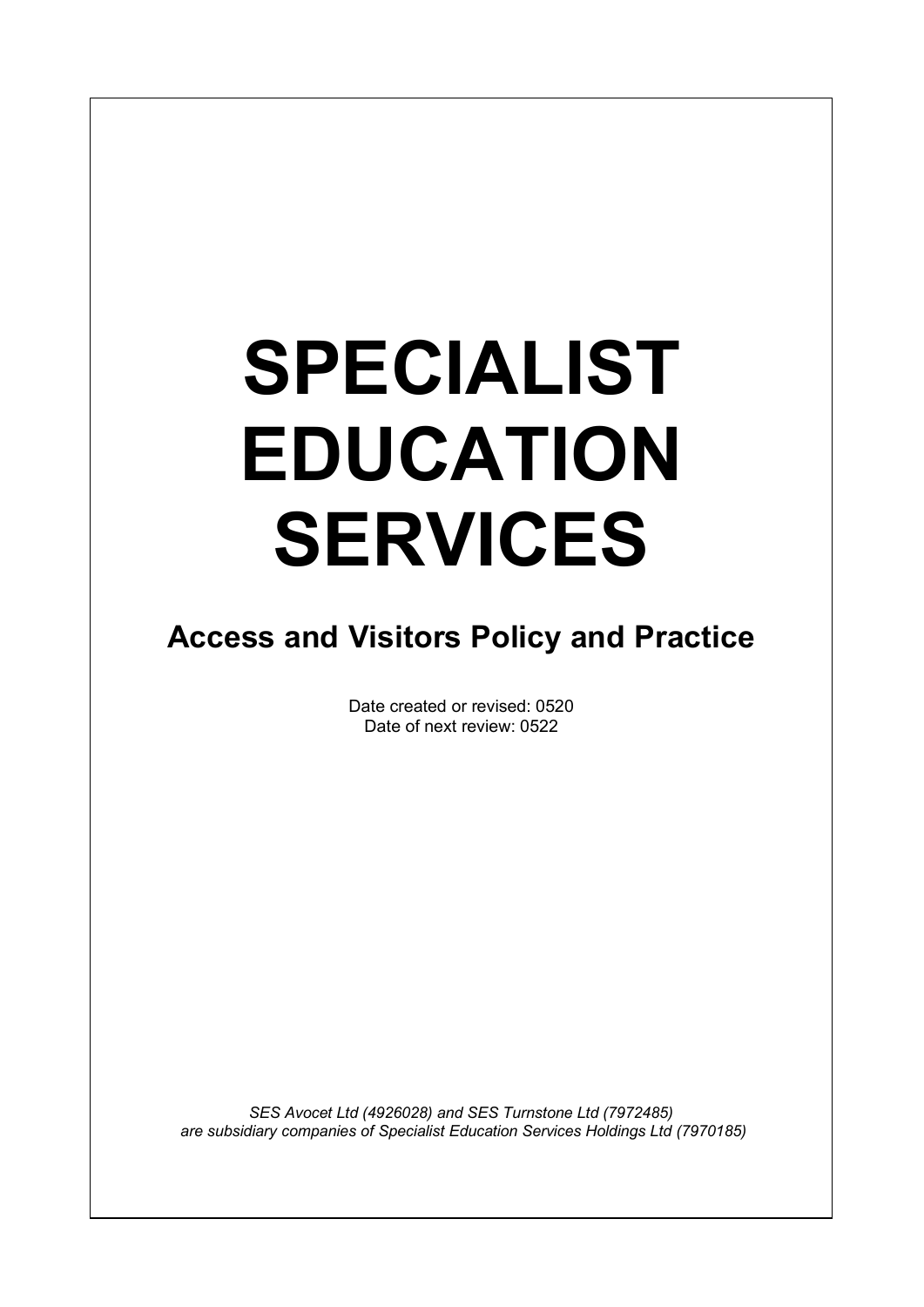# SPECIALIST EDUCATION SERVICES

## Access and Visitors Policy and Practice

Date created or revised: 0520
Date of next review: 0522

*SES Avocet Ltd (4926028) and SES Turnstone Ltd (7972485) are subsidiary companies of Specialist Education Services Holdings Ltd (7970185)*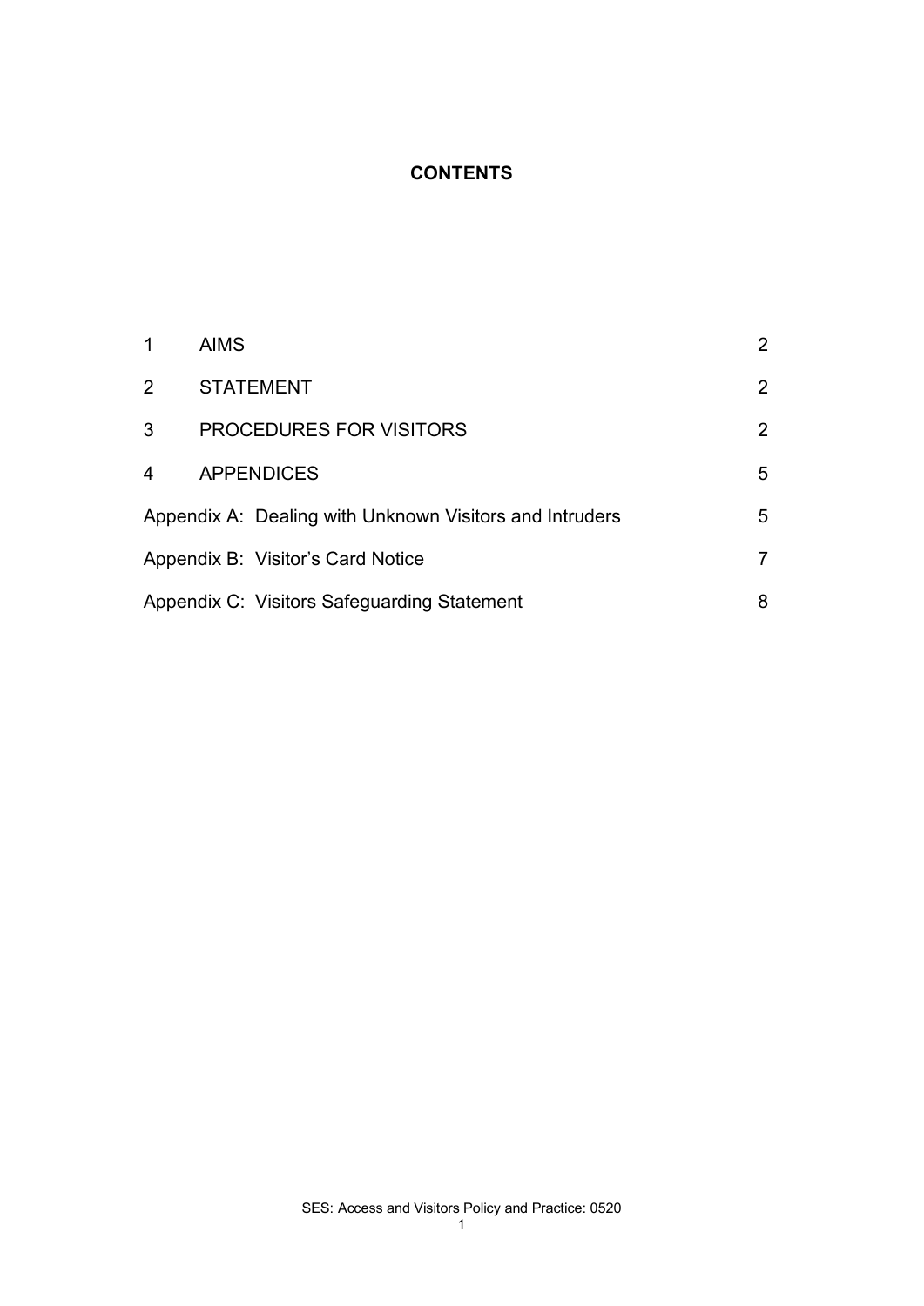# CONTENTS

| | | |
|---|---|---|
| 1 | AIMS | 2 |
| 2 | STATEMENT | 2 |
| 3 | PROCEDURES FOR VISITORS | 2 |
| 4 | APPENDICES | 5 |
| Appendix A: | Dealing with Unknown Visitors and Intruders | 5 |
| Appendix B: | Visitor's Card Notice | 7 |
| Appendix C: | Visitors Safeguarding Statement | 8 |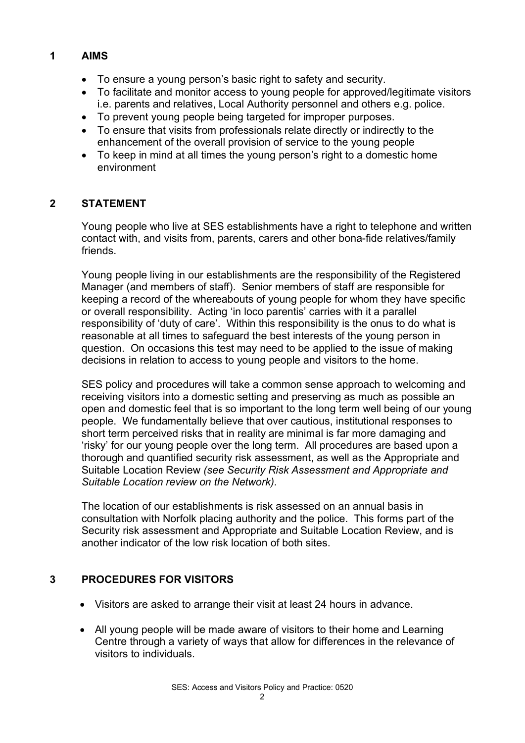## 1 AIMS

- To ensure a young person's basic right to safety and security.
- To facilitate and monitor access to young people for approved/legitimate visitors i.e. parents and relatives, Local Authority personnel and others e.g. police.
- To prevent young people being targeted for improper purposes.
- To ensure that visits from professionals relate directly or indirectly to the enhancement of the overall provision of service to the young people
- To keep in mind at all times the young person's right to a domestic home environment

## 2 STATEMENT

Young people who live at SES establishments have a right to telephone and written contact with, and visits from, parents, carers and other bona-fide relatives/family friends.

Young people living in our establishments are the responsibility of the Registered Manager (and members of staff). Senior members of staff are responsible for keeping a record of the whereabouts of young people for whom they have specific or overall responsibility. Acting 'in loco parentis' carries with it a parallel responsibility of 'duty of care'. Within this responsibility is the onus to do what is reasonable at all times to safeguard the best interests of the young person in question. On occasions this test may need to be applied to the issue of making decisions in relation to access to young people and visitors to the home.

SES policy and procedures will take a common sense approach to welcoming and receiving visitors into a domestic setting and preserving as much as possible an open and domestic feel that is so important to the long term well being of our young people. We fundamentally believe that over cautious, institutional responses to short term perceived risks that in reality are minimal is far more damaging and 'risky' for our young people over the long term. All procedures are based upon a thorough and quantified security risk assessment, as well as the Appropriate and Suitable Location Review *(see Security Risk Assessment and Appropriate and Suitable Location review on the Network).*

The location of our establishments is risk assessed on an annual basis in consultation with Norfolk placing authority and the police. This forms part of the Security risk assessment and Appropriate and Suitable Location Review, and is another indicator of the low risk location of both sites.

## 3 PROCEDURES FOR VISITORS

- Visitors are asked to arrange their visit at least 24 hours in advance.
- All young people will be made aware of visitors to their home and Learning Centre through a variety of ways that allow for differences in the relevance of visitors to individuals.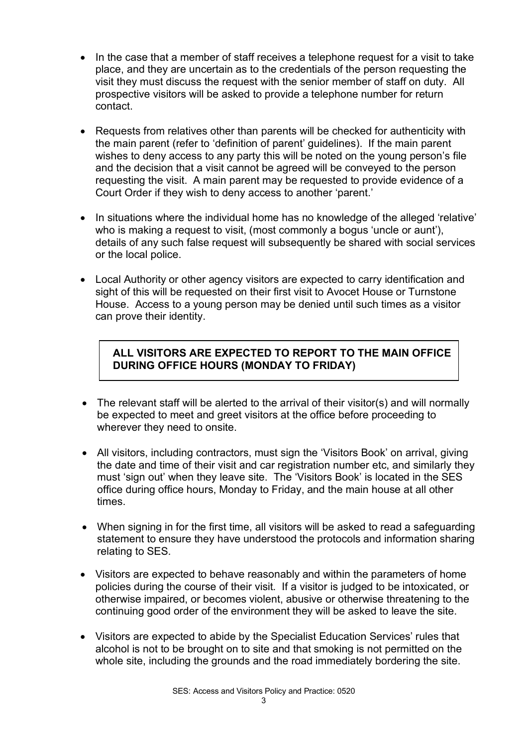- In the case that a member of staff receives a telephone request for a visit to take place, and they are uncertain as to the credentials of the person requesting the visit they must discuss the request with the senior member of staff on duty. All prospective visitors will be asked to provide a telephone number for return contact.

- Requests from relatives other than parents will be checked for authenticity with the main parent (refer to 'definition of parent' guidelines). If the main parent wishes to deny access to any party this will be noted on the young person's file and the decision that a visit cannot be agreed will be conveyed to the person requesting the visit. A main parent may be requested to provide evidence of a Court Order if they wish to deny access to another 'parent.'

- In situations where the individual home has no knowledge of the alleged 'relative' who is making a request to visit, (most commonly a bogus 'uncle or aunt'), details of any such false request will subsequently be shared with social services or the local police.

- Local Authority or other agency visitors are expected to carry identification and sight of this will be requested on their first visit to Avocet House or Turnstone House. Access to a young person may be denied until such times as a visitor can prove their identity.

**ALL VISITORS ARE EXPECTED TO REPORT TO THE MAIN OFFICE DURING OFFICE HOURS (MONDAY TO FRIDAY)**

- The relevant staff will be alerted to the arrival of their visitor(s) and will normally be expected to meet and greet visitors at the office before proceeding to wherever they need to onsite.

- All visitors, including contractors, must sign the 'Visitors Book' on arrival, giving the date and time of their visit and car registration number etc, and similarly they must 'sign out' when they leave site. The 'Visitors Book' is located in the SES office during office hours, Monday to Friday, and the main house at all other times.

- When signing in for the first time, all visitors will be asked to read a safeguarding statement to ensure they have understood the protocols and information sharing relating to SES.

- Visitors are expected to behave reasonably and within the parameters of home policies during the course of their visit. If a visitor is judged to be intoxicated, or otherwise impaired, or becomes violent, abusive or otherwise threatening to the continuing good order of the environment they will be asked to leave the site.

- Visitors are expected to abide by the Specialist Education Services' rules that alcohol is not to be brought on to site and that smoking is not permitted on the whole site, including the grounds and the road immediately bordering the site.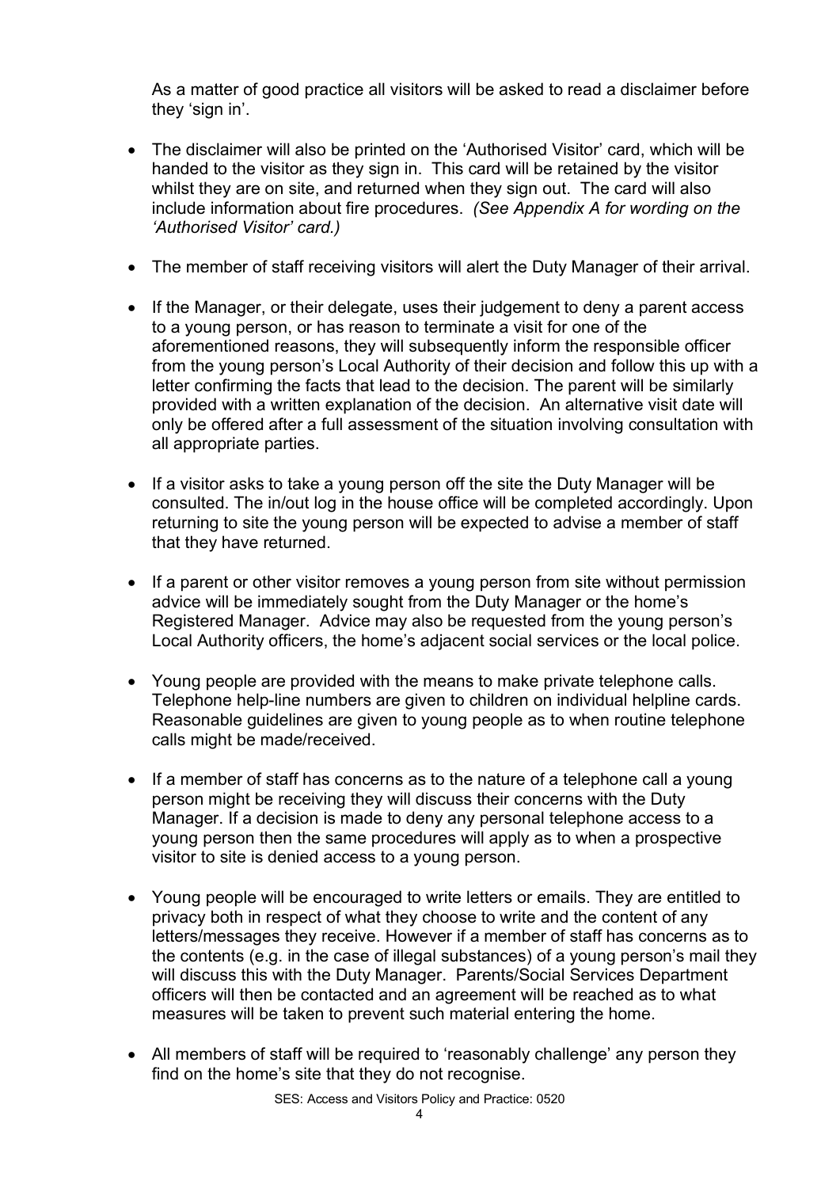As a matter of good practice all visitors will be asked to read a disclaimer before they 'sign in'.

- The disclaimer will also be printed on the 'Authorised Visitor' card, which will be handed to the visitor as they sign in. This card will be retained by the visitor whilst they are on site, and returned when they sign out. The card will also include information about fire procedures. *(See Appendix A for wording on the 'Authorised Visitor' card.)*
- The member of staff receiving visitors will alert the Duty Manager of their arrival.
- If the Manager, or their delegate, uses their judgement to deny a parent access to a young person, or has reason to terminate a visit for one of the aforementioned reasons, they will subsequently inform the responsible officer from the young person's Local Authority of their decision and follow this up with a letter confirming the facts that lead to the decision. The parent will be similarly provided with a written explanation of the decision. An alternative visit date will only be offered after a full assessment of the situation involving consultation with all appropriate parties.
- If a visitor asks to take a young person off the site the Duty Manager will be consulted. The in/out log in the house office will be completed accordingly. Upon returning to site the young person will be expected to advise a member of staff that they have returned.
- If a parent or other visitor removes a young person from site without permission advice will be immediately sought from the Duty Manager or the home's Registered Manager. Advice may also be requested from the young person's Local Authority officers, the home's adjacent social services or the local police.
- Young people are provided with the means to make private telephone calls. Telephone help-line numbers are given to children on individual helpline cards. Reasonable guidelines are given to young people as to when routine telephone calls might be made/received.
- If a member of staff has concerns as to the nature of a telephone call a young person might be receiving they will discuss their concerns with the Duty Manager. If a decision is made to deny any personal telephone access to a young person then the same procedures will apply as to when a prospective visitor to site is denied access to a young person.
- Young people will be encouraged to write letters or emails. They are entitled to privacy both in respect of what they choose to write and the content of any letters/messages they receive. However if a member of staff has concerns as to the contents (e.g. in the case of illegal substances) of a young person's mail they will discuss this with the Duty Manager. Parents/Social Services Department officers will then be contacted and an agreement will be reached as to what measures will be taken to prevent such material entering the home.
- All members of staff will be required to 'reasonably challenge' any person they find on the home's site that they do not recognise.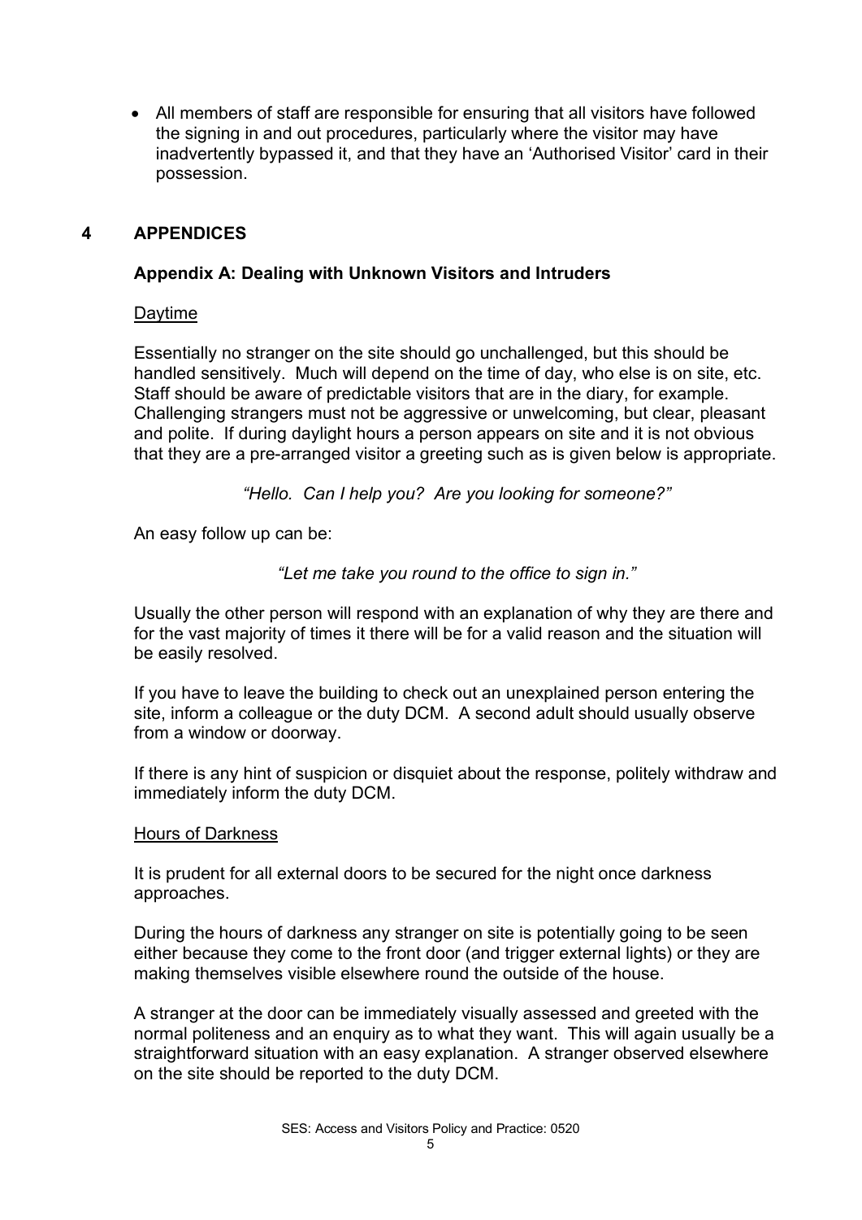- All members of staff are responsible for ensuring that all visitors have followed the signing in and out procedures, particularly where the visitor may have inadvertently bypassed it, and that they have an 'Authorised Visitor' card in their possession.

## 4 APPENDICES

### Appendix A: Dealing with Unknown Visitors and Intruders

Daytime

Essentially no stranger on the site should go unchallenged, but this should be handled sensitively. Much will depend on the time of day, who else is on site, etc. Staff should be aware of predictable visitors that are in the diary, for example. Challenging strangers must not be aggressive or unwelcoming, but clear, pleasant and polite. If during daylight hours a person appears on site and it is not obvious that they are a pre-arranged visitor a greeting such as is given below is appropriate.

*"Hello. Can I help you? Are you looking for someone?"*

An easy follow up can be:

*"Let me take you round to the office to sign in."*

Usually the other person will respond with an explanation of why they are there and for the vast majority of times it there will be for a valid reason and the situation will be easily resolved.

If you have to leave the building to check out an unexplained person entering the site, inform a colleague or the duty DCM. A second adult should usually observe from a window or doorway.

If there is any hint of suspicion or disquiet about the response, politely withdraw and immediately inform the duty DCM.

Hours of Darkness

It is prudent for all external doors to be secured for the night once darkness approaches.

During the hours of darkness any stranger on site is potentially going to be seen either because they come to the front door (and trigger external lights) or they are making themselves visible elsewhere round the outside of the house.

A stranger at the door can be immediately visually assessed and greeted with the normal politeness and an enquiry as to what they want. This will again usually be a straightforward situation with an easy explanation. A stranger observed elsewhere on the site should be reported to the duty DCM.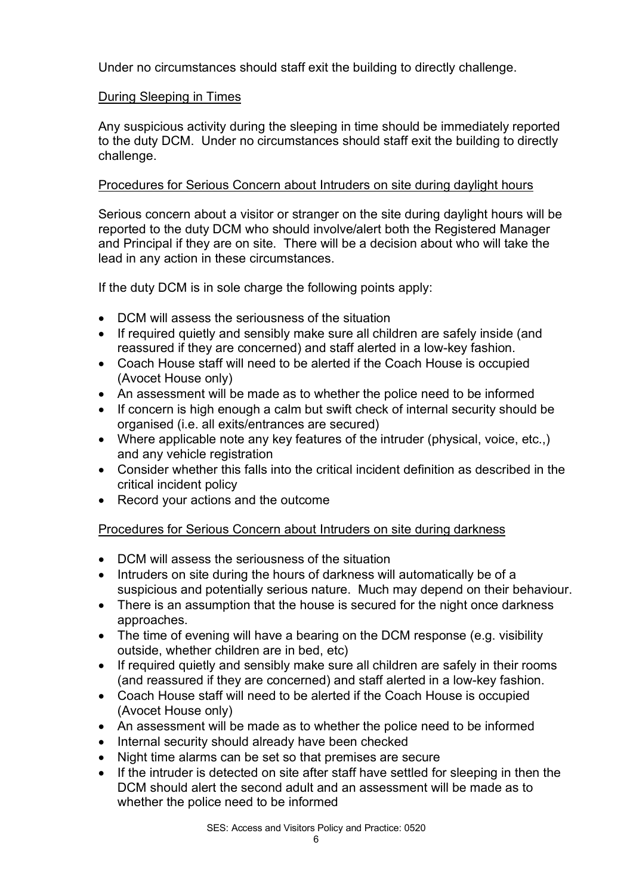Under no circumstances should staff exit the building to directly challenge.

<u>During Sleeping in Times</u>

Any suspicious activity during the sleeping in time should be immediately reported to the duty DCM. Under no circumstances should staff exit the building to directly challenge.

<u>Procedures for Serious Concern about Intruders on site during daylight hours</u>

Serious concern about a visitor or stranger on the site during daylight hours will be reported to the duty DCM who should involve/alert both the Registered Manager and Principal if they are on site. There will be a decision about who will take the lead in any action in these circumstances.

If the duty DCM is in sole charge the following points apply:

- DCM will assess the seriousness of the situation
- If required quietly and sensibly make sure all children are safely inside (and reassured if they are concerned) and staff alerted in a low-key fashion.
- Coach House staff will need to be alerted if the Coach House is occupied (Avocet House only)
- An assessment will be made as to whether the police need to be informed
- If concern is high enough a calm but swift check of internal security should be organised (i.e. all exits/entrances are secured)
- Where applicable note any key features of the intruder (physical, voice, etc.,) and any vehicle registration
- Consider whether this falls into the critical incident definition as described in the critical incident policy
- Record your actions and the outcome

<u>Procedures for Serious Concern about Intruders on site during darkness</u>

- DCM will assess the seriousness of the situation
- Intruders on site during the hours of darkness will automatically be of a suspicious and potentially serious nature. Much may depend on their behaviour.
- There is an assumption that the house is secured for the night once darkness approaches.
- The time of evening will have a bearing on the DCM response (e.g. visibility outside, whether children are in bed, etc)
- If required quietly and sensibly make sure all children are safely in their rooms (and reassured if they are concerned) and staff alerted in a low-key fashion.
- Coach House staff will need to be alerted if the Coach House is occupied (Avocet House only)
- An assessment will be made as to whether the police need to be informed
- Internal security should already have been checked
- Night time alarms can be set so that premises are secure
- If the intruder is detected on site after staff have settled for sleeping in then the DCM should alert the second adult and an assessment will be made as to whether the police need to be informed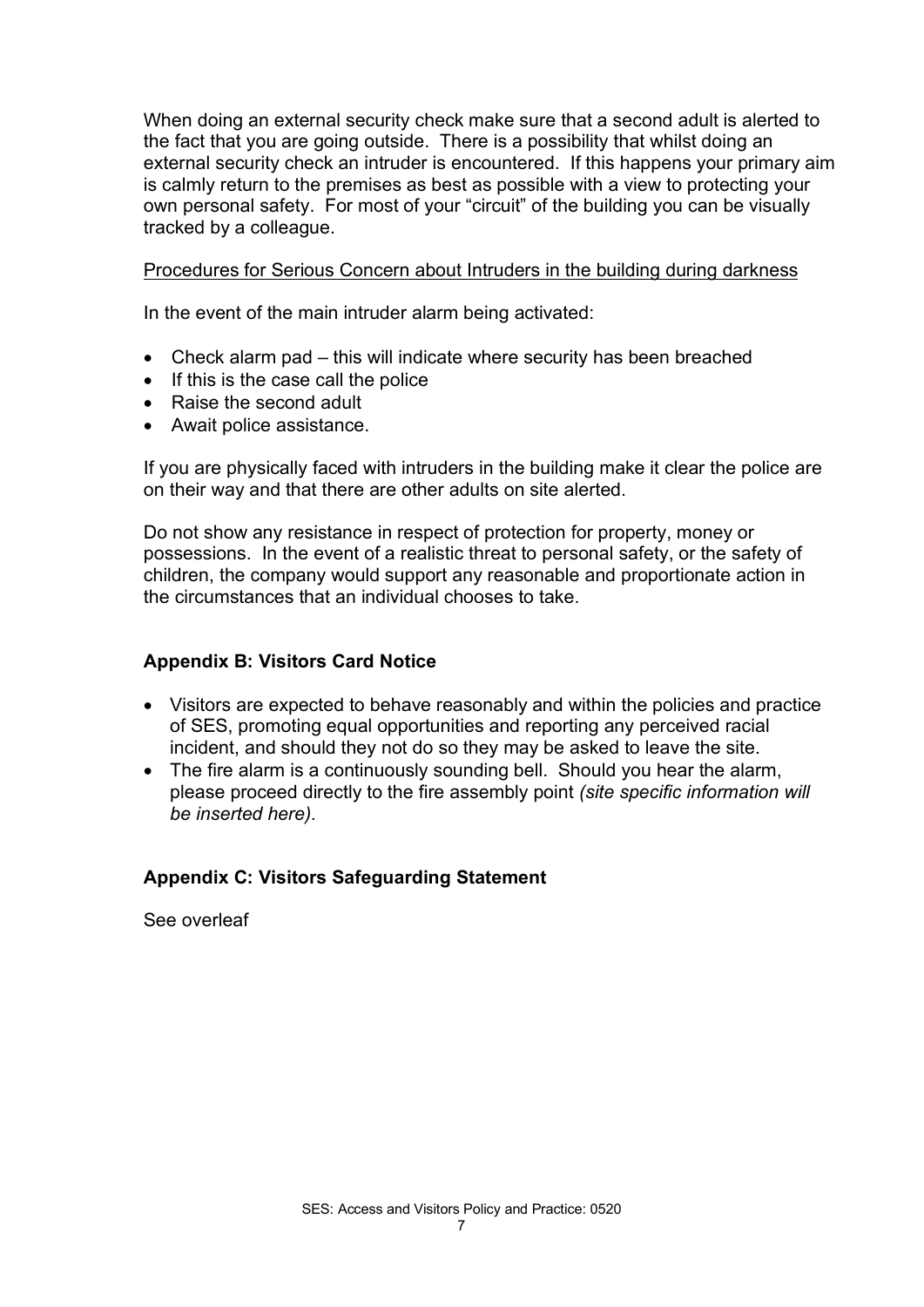When doing an external security check make sure that a second adult is alerted to the fact that you are going outside. There is a possibility that whilst doing an external security check an intruder is encountered. If this happens your primary aim is calmly return to the premises as best as possible with a view to protecting your own personal safety. For most of your "circuit" of the building you can be visually tracked by a colleague.

<u>Procedures for Serious Concern about Intruders in the building during darkness</u>

In the event of the main intruder alarm being activated:

- Check alarm pad – this will indicate where security has been breached
- If this is the case call the police
- Raise the second adult
- Await police assistance.

If you are physically faced with intruders in the building make it clear the police are on their way and that there are other adults on site alerted.

Do not show any resistance in respect of protection for property, money or possessions. In the event of a realistic threat to personal safety, or the safety of children, the company would support any reasonable and proportionate action in the circumstances that an individual chooses to take.

### Appendix B: Visitors Card Notice

- Visitors are expected to behave reasonably and within the policies and practice of SES, promoting equal opportunities and reporting any perceived racial incident, and should they not do so they may be asked to leave the site.
- The fire alarm is a continuously sounding bell. Should you hear the alarm, please proceed directly to the fire assembly point *(site specific information will be inserted here).*

### Appendix C: Visitors Safeguarding Statement

See overleaf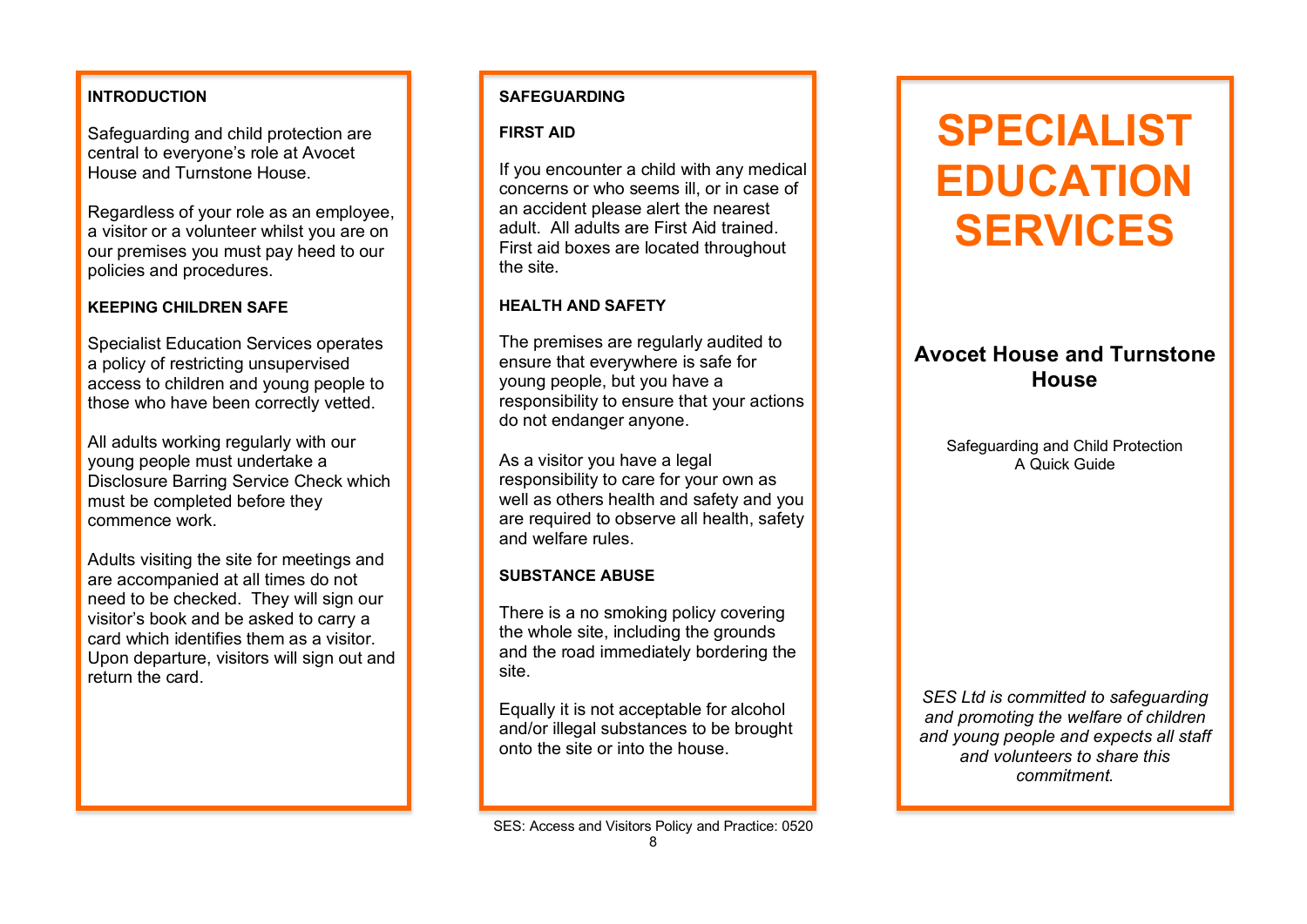## INTRODUCTION

Safeguarding and child protection are central to everyone's role at Avocet House and Turnstone House.

Regardless of your role as an employee, a visitor or a volunteer whilst you are on our premises you must pay heed to our policies and procedures.

## KEEPING CHILDREN SAFE

Specialist Education Services operates a policy of restricting unsupervised access to children and young people to those who have been correctly vetted.

All adults working regularly with our young people must undertake a Disclosure Barring Service Check which must be completed before they commence work.

Adults visiting the site for meetings and are accompanied at all times do not need to be checked. They will sign our visitor's book and be asked to carry a card which identifies them as a visitor. Upon departure, visitors will sign out and return the card.

## SAFEGUARDING

### FIRST AID

If you encounter a child with any medical concerns or who seems ill, or in case of an accident please alert the nearest adult. All adults are First Aid trained. First aid boxes are located throughout the site.

### HEALTH AND SAFETY

The premises are regularly audited to ensure that everywhere is safe for young people, but you have a responsibility to ensure that your actions do not endanger anyone.

As a visitor you have a legal responsibility to care for your own as well as others health and safety and you are required to observe all health, safety and welfare rules.

### SUBSTANCE ABUSE

There is a no smoking policy covering the whole site, including the grounds and the road immediately bordering the site.

Equally it is not acceptable for alcohol and/or illegal substances to be brought onto the site or into the house.

SES: Access and Visitors Policy and Practice: 0520

# SPECIALIST EDUCATION SERVICES

## Avocet House and Turnstone House

Safeguarding and Child Protection
A Quick Guide

*SES Ltd is committed to safeguarding and promoting the welfare of children and young people and expects all staff and volunteers to share this commitment.*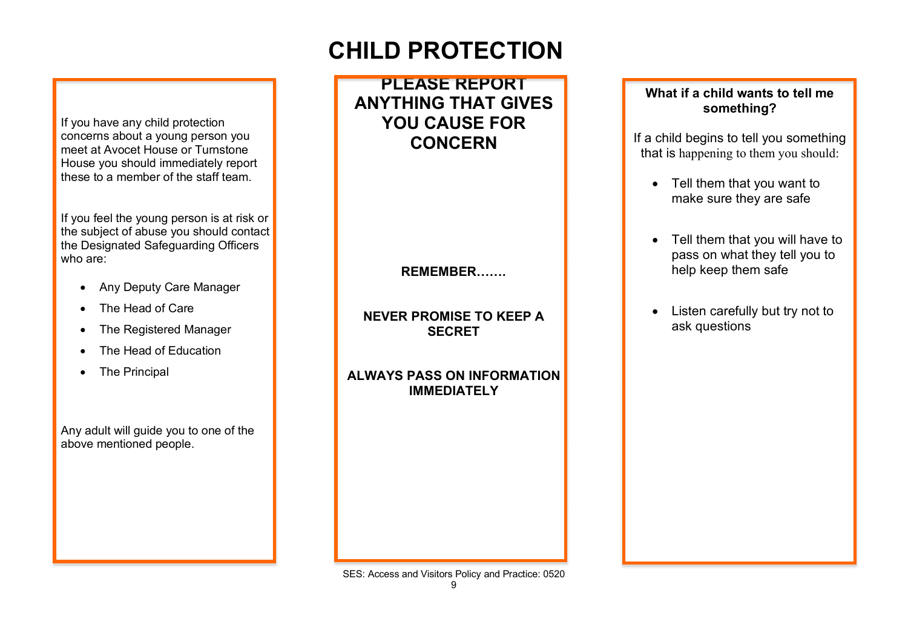# CHILD PROTECTION

If you have any child protection concerns about a young person you meet at Avocet House or Turnstone House you should immediately report these to a member of the staff team.

If you feel the young person is at risk or the subject of abuse you should contact the Designated Safeguarding Officers who are:

- Any Deputy Care Manager
- The Head of Care
- The Registered Manager
- The Head of Education
- The Principal

Any adult will guide you to one of the above mentioned people.

## PLEASE REPORT ANYTHING THAT GIVES YOU CAUSE FOR CONCERN

**REMEMBER…….**

**NEVER PROMISE TO KEEP A SECRET**

**ALWAYS PASS ON INFORMATION IMMEDIATELY**

**What if a child wants to tell me something?**

If a child begins to tell you something that is happening to them you should:

- Tell them that you want to make sure they are safe
- Tell them that you will have to pass on what they tell you to help keep them safe
- Listen carefully but try not to ask questions